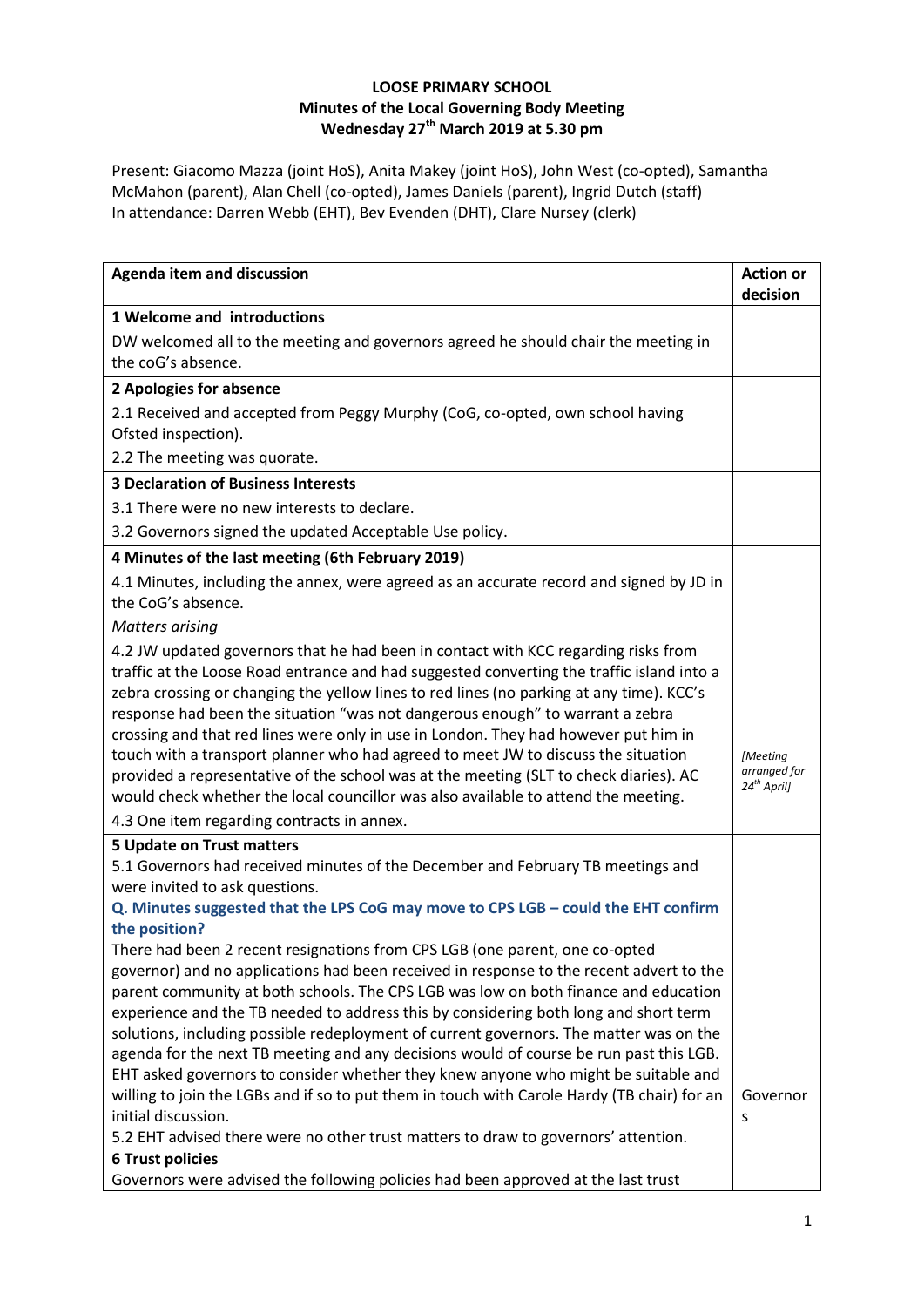**LOOSE PRIMARY SCHOOL**
**Minutes of the Local Governing Body Meeting**
**Wednesday 27th March 2019 at 5.30 pm**

Present: Giacomo Mazza (joint HoS), Anita Makey (joint HoS), John West (co-opted), Samantha McMahon (parent), Alan Chell (co-opted), James Daniels (parent), Ingrid Dutch (staff)
In attendance: Darren Webb (EHT), Bev Evenden (DHT), Clare Nursey (clerk)

| Agenda item and discussion | Action or decision |
|---|---|
| **1 Welcome and introductions** | |
| DW welcomed all to the meeting and governors agreed he should chair the meeting in the coG's absence. | |
| **2 Apologies for absence** | |
| 2.1 Received and accepted from Peggy Murphy (CoG, co-opted, own school having Ofsted inspection).<br>2.2 The meeting was quorate. | |
| **3 Declaration of Business Interests** | |
| 3.1 There were no new interests to declare.<br>3.2 Governors signed the updated Acceptable Use policy. | |
| **4 Minutes of the last meeting (6th February 2019)** | |
| 4.1 Minutes, including the annex, were agreed as an accurate record and signed by JD in the CoG's absence.<br>*Matters arising*<br>4.2 JW updated governors that he had been in contact with KCC regarding risks from traffic at the Loose Road entrance and had suggested converting the traffic island into a zebra crossing or changing the yellow lines to red lines (no parking at any time). KCC's response had been the situation "was not dangerous enough" to warrant a zebra crossing and that red lines were only in use in London. They had however put him in touch with a transport planner who had agreed to meet JW to discuss the situation provided a representative of the school was at the meeting (SLT to check diaries). AC would check whether the local councillor was also available to attend the meeting.<br>4.3 One item regarding contracts in annex. | *[Meeting arranged for 24th April]* |
| **5 Update on Trust matters**<br>5.1 Governors had received minutes of the December and February TB meetings and were invited to ask questions.<br>**Q. Minutes suggested that the LPS CoG may move to CPS LGB – could the EHT confirm the position?**<br>There had been 2 recent resignations from CPS LGB (one parent, one co-opted governor) and no applications had been received in response to the recent advert to the parent community at both schools. The CPS LGB was low on both finance and education experience and the TB needed to address this by considering both long and short term solutions, including possible redeployment of current governors. The matter was on the agenda for the next TB meeting and any decisions would of course be run past this LGB. EHT asked governors to consider whether they knew anyone who might be suitable and willing to join the LGBs and if so to put them in touch with Carole Hardy (TB chair) for an initial discussion.<br>5.2 EHT advised there were no other trust matters to draw to governors' attention. | Governors |
| **6 Trust policies**<br>Governors were advised the following policies had been approved at the last trust | |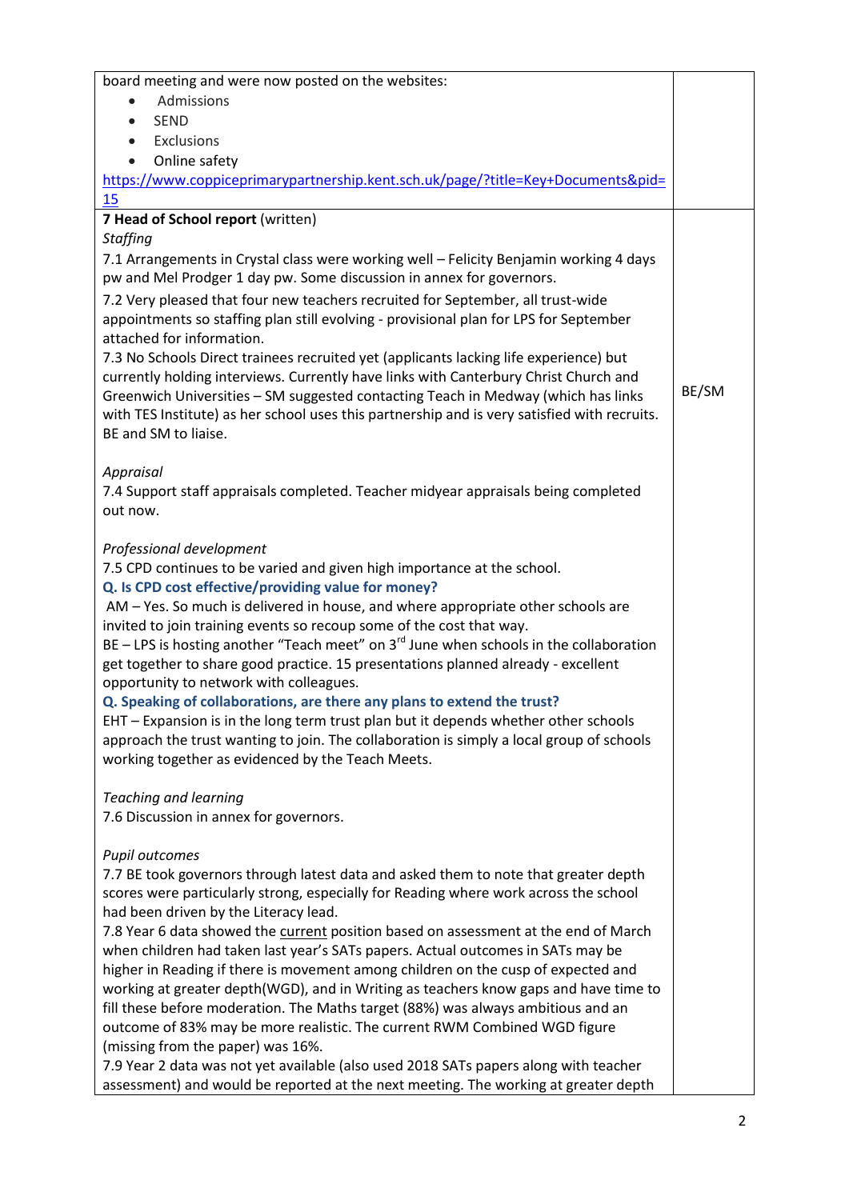| | |
|---|---|
| board meeting and were now posted on the websites:<br>• Admissions<br>• SEND<br>• Exclusions<br>• Online safety<br>https://www.coppiceprimarypartnership.kent.sch.uk/page/?title=Key+Documents&pid=15 | |
| **7 Head of School report** (written)<br>*Staffing*<br>7.1 Arrangements in Crystal class were working well – Felicity Benjamin working 4 days pw and Mel Prodger 1 day pw. Some discussion in annex for governors.<br>7.2 Very pleased that four new teachers recruited for September, all trust-wide appointments so staffing plan still evolving - provisional plan for LPS for September attached for information.<br>7.3 No Schools Direct trainees recruited yet (applicants lacking life experience) but currently holding interviews. Currently have links with Canterbury Christ Church and Greenwich Universities – SM suggested contacting Teach in Medway (which has links with TES Institute) as her school uses this partnership and is very satisfied with recruits. BE and SM to liaise.<br><br>*Appraisal*<br>7.4 Support staff appraisals completed. Teacher midyear appraisals being completed out now.<br><br>*Professional development*<br>7.5 CPD continues to be varied and given high importance at the school.<br>**Q. Is CPD cost effective/providing value for money?**<br>AM – Yes. So much is delivered in house, and where appropriate other schools are invited to join training events so recoup some of the cost that way.<br>BE – LPS is hosting another "Teach meet" on 3rd June when schools in the collaboration get together to share good practice. 15 presentations planned already - excellent opportunity to network with colleagues.<br>**Q. Speaking of collaborations, are there any plans to extend the trust?**<br>EHT – Expansion is in the long term trust plan but it depends whether other schools approach the trust wanting to join. The collaboration is simply a local group of schools working together as evidenced by the Teach Meets.<br><br>*Teaching and learning*<br>7.6 Discussion in annex for governors.<br><br>*Pupil outcomes*<br>7.7 BE took governors through latest data and asked them to note that greater depth scores were particularly strong, especially for Reading where work across the school had been driven by the Literacy lead.<br>7.8 Year 6 data showed the current position based on assessment at the end of March when children had taken last year's SATs papers. Actual outcomes in SATs may be higher in Reading if there is movement among children on the cusp of expected and working at greater depth(WGD), and in Writing as teachers know gaps and have time to fill these before moderation. The Maths target (88%) was always ambitious and an outcome of 83% may be more realistic. The current RWM Combined WGD figure (missing from the paper) was 16%.<br>7.9 Year 2 data was not yet available (also used 2018 SATs papers along with teacher assessment) and would be reported at the next meeting. The working at greater depth | BE/SM |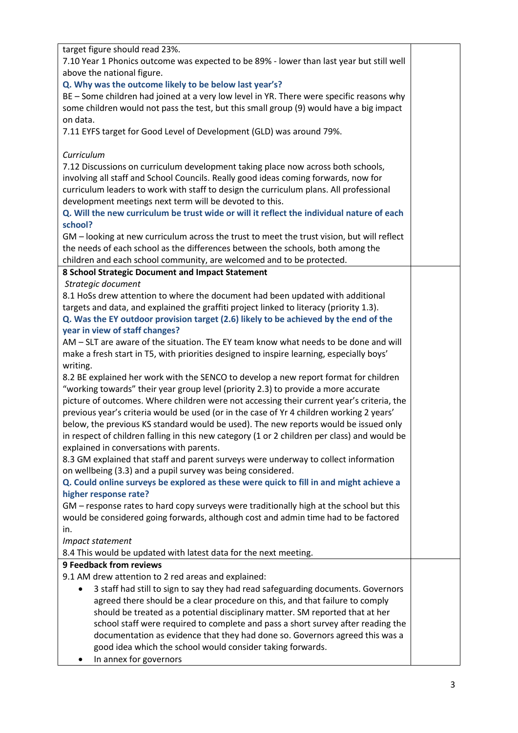| | |
|---|---|
| target figure should read 23%.<br>7.10 Year 1 Phonics outcome was expected to be 89% - lower than last year but still well above the national figure.<br>**Q. Why was the outcome likely to be below last year's?**<br>BE – Some children had joined at a very low level in YR. There were specific reasons why some children would not pass the test, but this small group (9) would have a big impact on data.<br>7.11 EYFS target for Good Level of Development (GLD) was around 79%.<br><br>*Curriculum*<br>7.12 Discussions on curriculum development taking place now across both schools, involving all staff and School Councils. Really good ideas coming forwards, now for curriculum leaders to work with staff to design the curriculum plans. All professional development meetings next term will be devoted to this.<br>**Q. Will the new curriculum be trust wide or will it reflect the individual nature of each school?**<br>GM – looking at new curriculum across the trust to meet the trust vision, but will reflect the needs of each school as the differences between the schools, both among the children and each school community, are welcomed and to be protected. | |
| **8 School Strategic Document and Impact Statement**<br>*Strategic document*<br>8.1 HoSs drew attention to where the document had been updated with additional targets and data, and explained the graffiti project linked to literacy (priority 1.3).<br>**Q. Was the EY outdoor provision target (2.6) likely to be achieved by the end of the year in view of staff changes?**<br>AM – SLT are aware of the situation. The EY team know what needs to be done and will make a fresh start in T5, with priorities designed to inspire learning, especially boys' writing.<br>8.2 BE explained her work with the SENCO to develop a new report format for children "working towards" their year group level (priority 2.3) to provide a more accurate picture of outcomes. Where children were not accessing their current year's criteria, the previous year's criteria would be used (or in the case of Yr 4 children working 2 years' below, the previous KS standard would be used). The new reports would be issued only in respect of children falling in this new category (1 or 2 children per class) and would be explained in conversations with parents.<br>8.3 GM explained that staff and parent surveys were underway to collect information on wellbeing (3.3) and a pupil survey was being considered.<br>**Q. Could online surveys be explored as these were quick to fill in and might achieve a higher response rate?**<br>GM – response rates to hard copy surveys were traditionally high at the school but this would be considered going forwards, although cost and admin time had to be factored in.<br>*Impact statement*<br>8.4 This would be updated with latest data for the next meeting. | |
| **9 Feedback from reviews**<br>9.1 AM drew attention to 2 red areas and explained:<br>• 3 staff had still to sign to say they had read safeguarding documents. Governors agreed there should be a clear procedure on this, and that failure to comply should be treated as a potential disciplinary matter. SM reported that at her school staff were required to complete and pass a short survey after reading the documentation as evidence that they had done so. Governors agreed this was a good idea which the school would consider taking forwards.<br>• In annex for governors | |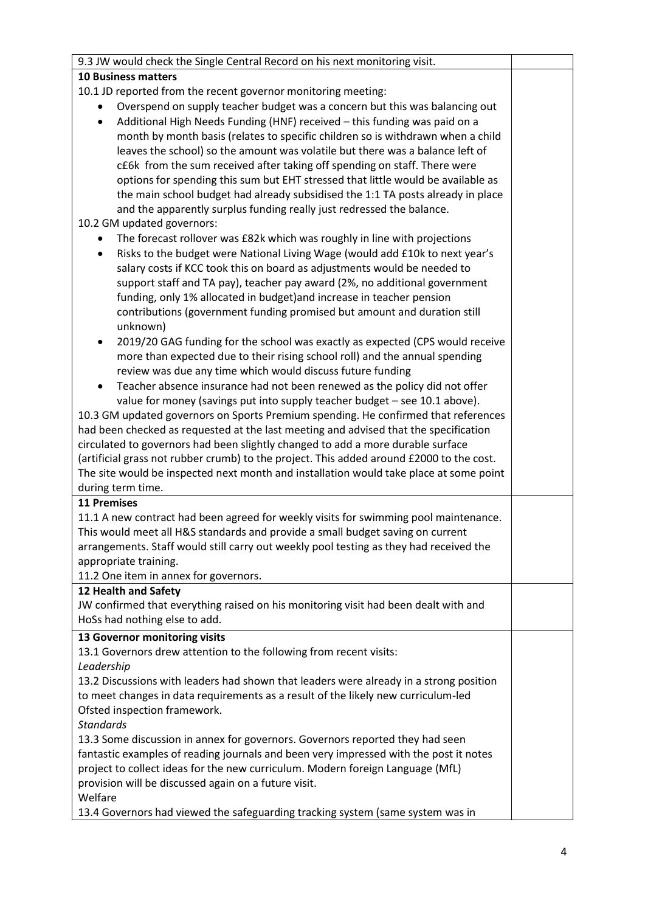9.3 JW would check the Single Central Record on his next monitoring visit.

**10 Business matters**

10.1 JD reported from the recent governor monitoring meeting:

- Overspend on supply teacher budget was a concern but this was balancing out
- Additional High Needs Funding (HNF) received – this funding was paid on a month by month basis (relates to specific children so is withdrawn when a child leaves the school) so the amount was volatile but there was a balance left of c£6k from the sum received after taking off spending on staff. There were options for spending this sum but EHT stressed that little would be available as the main school budget had already subsidised the 1:1 TA posts already in place and the apparently surplus funding really just redressed the balance.

10.2 GM updated governors:

- The forecast rollover was £82k which was roughly in line with projections
- Risks to the budget were National Living Wage (would add £10k to next year's salary costs if KCC took this on board as adjustments would be needed to support staff and TA pay), teacher pay award (2%, no additional government funding, only 1% allocated in budget)and increase in teacher pension contributions (government funding promised but amount and duration still unknown)
- 2019/20 GAG funding for the school was exactly as expected (CPS would receive more than expected due to their rising school roll) and the annual spending review was due any time which would discuss future funding
- Teacher absence insurance had not been renewed as the policy did not offer value for money (savings put into supply teacher budget – see 10.1 above).

10.3 GM updated governors on Sports Premium spending. He confirmed that references had been checked as requested at the last meeting and advised that the specification circulated to governors had been slightly changed to add a more durable surface (artificial grass not rubber crumb) to the project. This added around £2000 to the cost. The site would be inspected next month and installation would take place at some point during term time.

**11 Premises**

11.1 A new contract had been agreed for weekly visits for swimming pool maintenance. This would meet all H&S standards and provide a small budget saving on current arrangements. Staff would still carry out weekly pool testing as they had received the appropriate training.

11.2 One item in annex for governors.

**12 Health and Safety**

JW confirmed that everything raised on his monitoring visit had been dealt with and HoSs had nothing else to add.

**13 Governor monitoring visits**

13.1 Governors drew attention to the following from recent visits:

*Leadership*

13.2 Discussions with leaders had shown that leaders were already in a strong position to meet changes in data requirements as a result of the likely new curriculum-led Ofsted inspection framework.

*Standards*

13.3 Some discussion in annex for governors. Governors reported they had seen fantastic examples of reading journals and been very impressed with the post it notes project to collect ideas for the new curriculum. Modern foreign Language (MfL) provision will be discussed again on a future visit.

Welfare

13.4 Governors had viewed the safeguarding tracking system (same system was in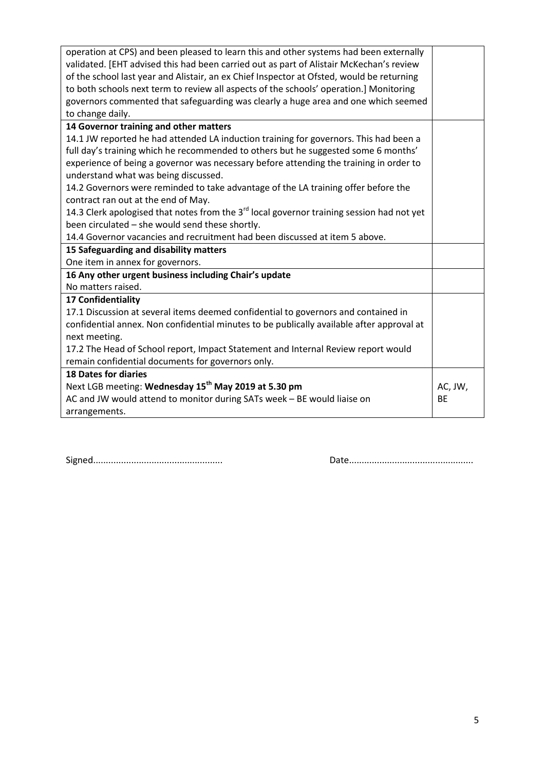| | |
|---|---|
| operation at CPS) and been pleased to learn this and other systems had been externally validated. [EHT advised this had been carried out as part of Alistair McKechan's review of the school last year and Alistair, an ex Chief Inspector at Ofsted, would be returning to both schools next term to review all aspects of the schools' operation.] Monitoring governors commented that safeguarding was clearly a huge area and one which seemed to change daily. | |
| **14 Governor training and other matters**<br>14.1 JW reported he had attended LA induction training for governors. This had been a full day's training which he recommended to others but he suggested some 6 months' experience of being a governor was necessary before attending the training in order to understand what was being discussed.<br>14.2 Governors were reminded to take advantage of the LA training offer before the contract ran out at the end of May.<br>14.3 Clerk apologised that notes from the 3rd local governor training session had not yet been circulated – she would send these shortly.<br>14.4 Governor vacancies and recruitment had been discussed at item 5 above. | |
| **15 Safeguarding and disability matters**<br>One item in annex for governors. | |
| **16 Any other urgent business including Chair's update**<br>No matters raised. | |
| **17 Confidentiality**<br>17.1 Discussion at several items deemed confidential to governors and contained in confidential annex. Non confidential minutes to be publically available after approval at next meeting.<br>17.2 The Head of School report, Impact Statement and Internal Review report would remain confidential documents for governors only. | |
| **18 Dates for diaries**<br>Next LGB meeting: **Wednesday 15th May 2019 at 5.30 pm**<br>AC and JW would attend to monitor during SATs week – BE would liaise on arrangements. | AC, JW, BE |

Signed.................................................. Date................................................